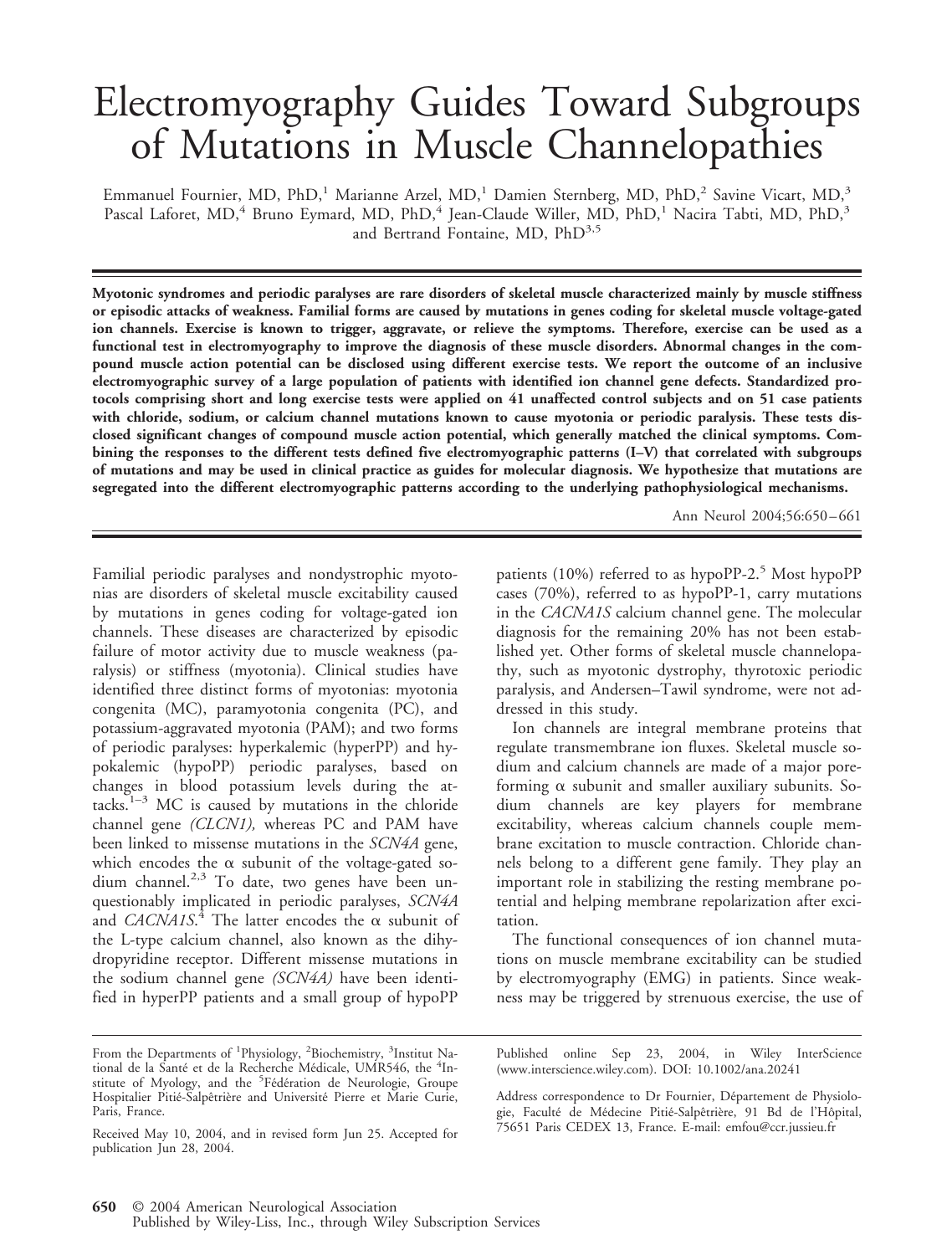// Electromyography Guides Toward Subgroups of Mutations in Muscle Channelopathies

Emmanuel Fournier, MD, PhD,[1] Marianne Arzel, MD,[1] Damien Sternberg, MD, PhD,[2] Savine Vicart, MD,[3] Pascal Laforet, MD,[4] Bruno Eymard, MD, PhD,[4] Jean-Claude Willer, MD, PhD,[1] Nacira Tabti, MD, PhD,[3] and Bertrand Fontaine, MD, PhD[3,5]

**Myotonic syndromes and periodic paralyses are rare disorders of skeletal muscle characterized mainly by muscle stiffness or episodic attacks of weakness. Familial forms are caused by mutations in genes coding for skeletal muscle voltage-gated ion channels. Exercise is known to trigger, aggravate, or relieve the symptoms. Therefore, exercise can be used as a functional test in electromyography to improve the diagnosis of these muscle disorders. Abnormal changes in the compound muscle action potential can be disclosed using different exercise tests. We report the outcome of an inclusive electromyographic survey of a large population of patients with identified ion channel gene defects. Standardized protocols comprising short and long exercise tests were applied on 41 unaffected control subjects and on 51 case patients with chloride, sodium, or calcium channel mutations known to cause myotonia or periodic paralysis. These tests disclosed significant changes of compound muscle action potential, which generally matched the clinical symptoms. Combining the responses to the different tests defined five electromyographic patterns (I–V) that correlated with subgroups of mutations and may be used in clinical practice as guides for molecular diagnosis. We hypothesize that mutations are segregated into the different electromyographic patterns according to the underlying pathophysiological mechanisms.**

Ann Neurol 2004;56:650–661

Familial periodic paralyses and nondystrophic myotonias are disorders of skeletal muscle excitability caused by mutations in genes coding for voltage-gated ion channels. These diseases are characterized by episodic failure of motor activity due to muscle weakness (paralysis) or stiffness (myotonia). Clinical studies have identified three distinct forms of myotonias: myotonia congenita (MC), paramyotonia congenita (PC), and potassium-aggravated myotonia (PAM); and two forms of periodic paralyses: hyperkalemic (hyperPP) and hypokalemic (hypoPP) periodic paralyses, based on changes in blood potassium levels during the attacks.[1–3] MC is caused by mutations in the chloride channel gene *(CLCN1),* whereas PC and PAM have been linked to missense mutations in the *SCN4A* gene, which encodes the α subunit of the voltage-gated sodium channel.[2,3] To date, two genes have been unquestionably implicated in periodic paralyses, *SCN4A* and *CACNA1S*.[4] The latter encodes the α subunit of the L-type calcium channel, also known as the dihydropyridine receptor. Different missense mutations in the sodium channel gene *(SCN4A)* have been identified in hyperPP patients and a small group of hypoPP patients (10%) referred to as hypoPP-2.[5] Most hypoPP cases (70%), referred to as hypoPP-1, carry mutations in the *CACNA1S* calcium channel gene. The molecular diagnosis for the remaining 20% has not been established yet. Other forms of skeletal muscle channelopathy, such as myotonic dystrophy, thyrotoxic periodic paralysis, and Andersen–Tawil syndrome, were not addressed in this study.

Ion channels are integral membrane proteins that regulate transmembrane ion fluxes. Skeletal muscle sodium and calcium channels are made of a major pore-forming α subunit and smaller auxiliary subunits. Sodium channels are key players for membrane excitability, whereas calcium channels couple membrane excitation to muscle contraction. Chloride channels belong to a different gene family. They play an important role in stabilizing the resting membrane potential and helping membrane repolarization after excitation.

The functional consequences of ion channel mutations on muscle membrane excitability can be studied by electromyography (EMG) in patients. Since weakness may be triggered by strenuous exercise, the use of

From the Departments of [1]Physiology, [2]Biochemistry, [3]Institut National de la Santé et de la Recherche Médicale, UMR546, the [4]Institute of Myology, and the [5]Fédération de Neurologie, Groupe Hospitalier Pitié-Salpêtrière and Université Pierre et Marie Curie, Paris, France.

Received May 10, 2004, and in revised form Jun 25. Accepted for publication Jun 28, 2004.

Published online Sep 23, 2004, in Wiley InterScience (www.interscience.wiley.com). DOI: 10.1002/ana.20241

Address correspondence to Dr Fournier, Département de Physiologie, Faculté de Médecine Pitié-Salpêtrière, 91 Bd de l'Hôpital, 75651 Paris CEDEX 13, France. E-mail: emfou@ccr.jussieu.fr

© 2004 American Neurological Association
Published by Wiley-Liss, Inc., through Wiley Subscription Services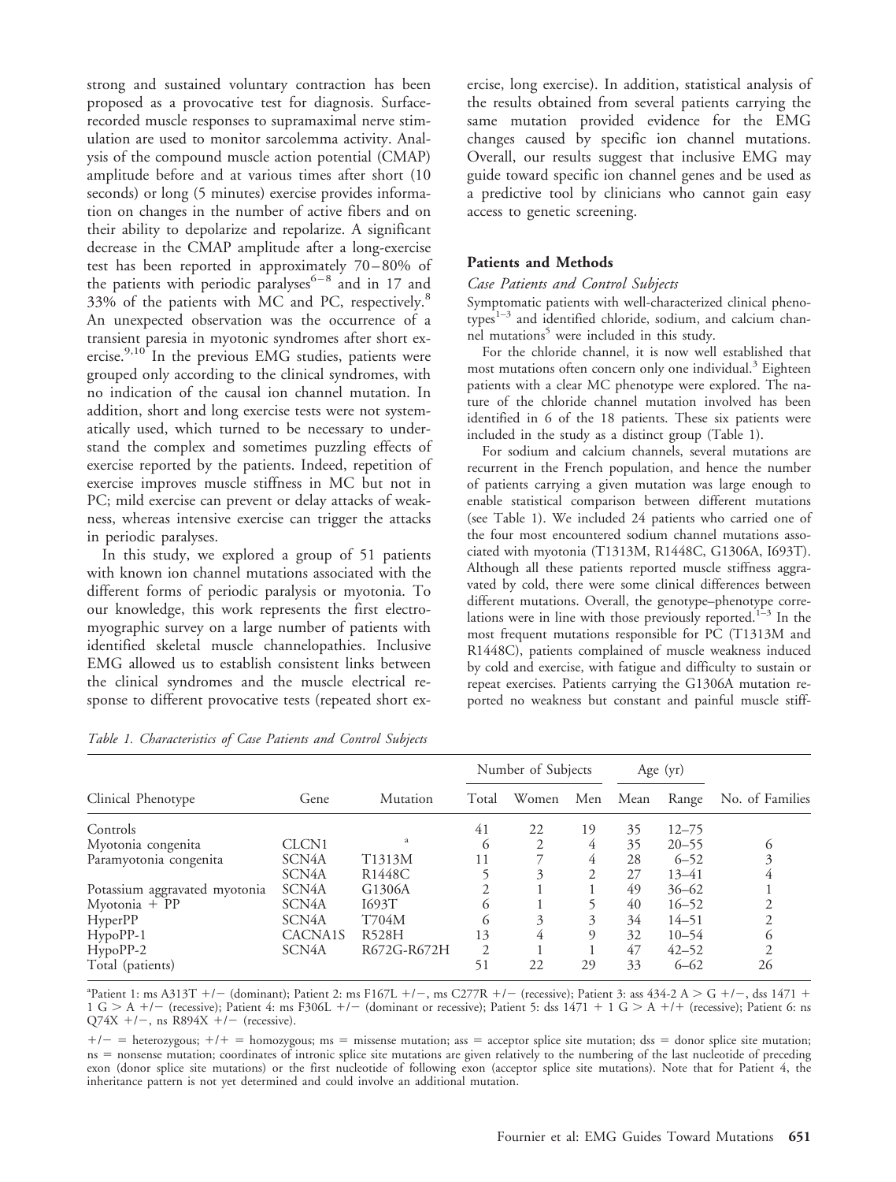strong and sustained voluntary contraction has been proposed as a provocative test for diagnosis. Surface-recorded muscle responses to supramaximal nerve stimulation are used to monitor sarcolemma activity. Analysis of the compound muscle action potential (CMAP) amplitude before and at various times after short (10 seconds) or long (5 minutes) exercise provides information on changes in the number of active fibers and on their ability to depolarize and repolarize. A significant decrease in the CMAP amplitude after a long-exercise test has been reported in approximately 70–80% of the patients with periodic paralyses[6–8] and in 17 and 33% of the patients with MC and PC, respectively.[8] An unexpected observation was the occurrence of a transient paresia in myotonic syndromes after short exercise.[9,10] In the previous EMG studies, patients were grouped only according to the clinical syndromes, with no indication of the causal ion channel mutation. In addition, short and long exercise tests were not systematically used, which turned to be necessary to understand the complex and sometimes puzzling effects of exercise reported by the patients. Indeed, repetition of exercise improves muscle stiffness in MC but not in PC; mild exercise can prevent or delay attacks of weakness, whereas intensive exercise can trigger the attacks in periodic paralyses.

In this study, we explored a group of 51 patients with known ion channel mutations associated with the different forms of periodic paralysis or myotonia. To our knowledge, this work represents the first electromyographic survey on a large number of patients with identified skeletal muscle channelopathies. Inclusive EMG allowed us to establish consistent links between the clinical syndromes and the muscle electrical response to different provocative tests (repeated short exercise, long exercise). In addition, statistical analysis of the results obtained from several patients carrying the same mutation provided evidence for the EMG changes caused by specific ion channel mutations. Overall, our results suggest that inclusive EMG may guide toward specific ion channel genes and be used as a predictive tool by clinicians who cannot gain easy access to genetic screening.

## Patients and Methods

### *Case Patients and Control Subjects*

Symptomatic patients with well-characterized clinical phenotypes[1–3] and identified chloride, sodium, and calcium channel mutations[5] were included in this study.

For the chloride channel, it is now well established that most mutations often concern only one individual.[3] Eighteen patients with a clear MC phenotype were explored. The nature of the chloride channel mutation involved has been identified in 6 of the 18 patients. These six patients were included in the study as a distinct group (Table 1).

For sodium and calcium channels, several mutations are recurrent in the French population, and hence the number of patients carrying a given mutation was large enough to enable statistical comparison between different mutations (see Table 1). We included 24 patients who carried one of the four most encountered sodium channel mutations associated with myotonia (T1313M, R1448C, G1306A, I693T). Although all these patients reported muscle stiffness aggravated by cold, there were some clinical differences between different mutations. Overall, the genotype–phenotype correlations were in line with those previously reported.[1–3] In the most frequent mutations responsible for PC (T1313M and R1448C), patients complained of muscle weakness induced by cold and exercise, with fatigue and difficulty to sustain or repeat exercises. Patients carrying the G1306A mutation reported no weakness but constant and painful muscle stiff-

*Table 1. Characteristics of Case Patients and Control Subjects*

| Clinical Phenotype | Gene | Mutation | Number of Subjects | | | Age (yr) | | No. of Families |
|---|---|---|---|---|---|---|---|---|
| | | | Total | Women | Men | Mean | Range | |
| Controls | | | 41 | 22 | 19 | 35 | 12–75 | |
| Myotonia congenita | CLCN1 | [a] | 6 | 2 | 4 | 35 | 20–55 | 6 |
| Paramyotonia congenita | SCN4A | T1313M | 11 | 7 | 4 | 28 | 6–52 | 3 |
| | SCN4A | R1448C | 5 | 3 | 2 | 27 | 13–41 | 4 |
| Potassium aggravated myotonia | SCN4A | G1306A | 2 | 1 | 1 | 49 | 36–62 | 1 |
| Myotonia + PP | SCN4A | I693T | 6 | 1 | 5 | 40 | 16–52 | 2 |
| HyperPP | SCN4A | T704M | 6 | 3 | 3 | 34 | 14–51 | 2 |
| HypoPP-1 | CACNA1S | R528H | 13 | 4 | 9 | 32 | 10–54 | 6 |
| HypoPP-2 | SCN4A | R672G-R672H | 2 | 1 | 1 | 47 | 42–52 | 2 |
| Total (patients) | | | 51 | 22 | 29 | 33 | 6–62 | 26 |

[a]Patient 1: ms A313T +/− (dominant); Patient 2: ms F167L +/−, ms C277R +/− (recessive); Patient 3: ass 434-2 A > G +/−, dss 1471 + 1 G > A +/− (recessive); Patient 4: ms F306L +/− (dominant or recessive); Patient 5: dss 1471 + 1 G > A +/+ (recessive); Patient 6: ns Q74X +/−, ns R894X +/− (recessive).

+/− = heterozygous; +/+ = homozygous; ms = missense mutation; ass = acceptor splice site mutation; dss = donor splice site mutation; ns = nonsense mutation; coordinates of intronic splice site mutations are given relatively to the numbering of the last nucleotide of preceding exon (donor splice site mutations) or the first nucleotide of following exon (acceptor splice site mutations). Note that for Patient 4, the inheritance pattern is not yet determined and could involve an additional mutation.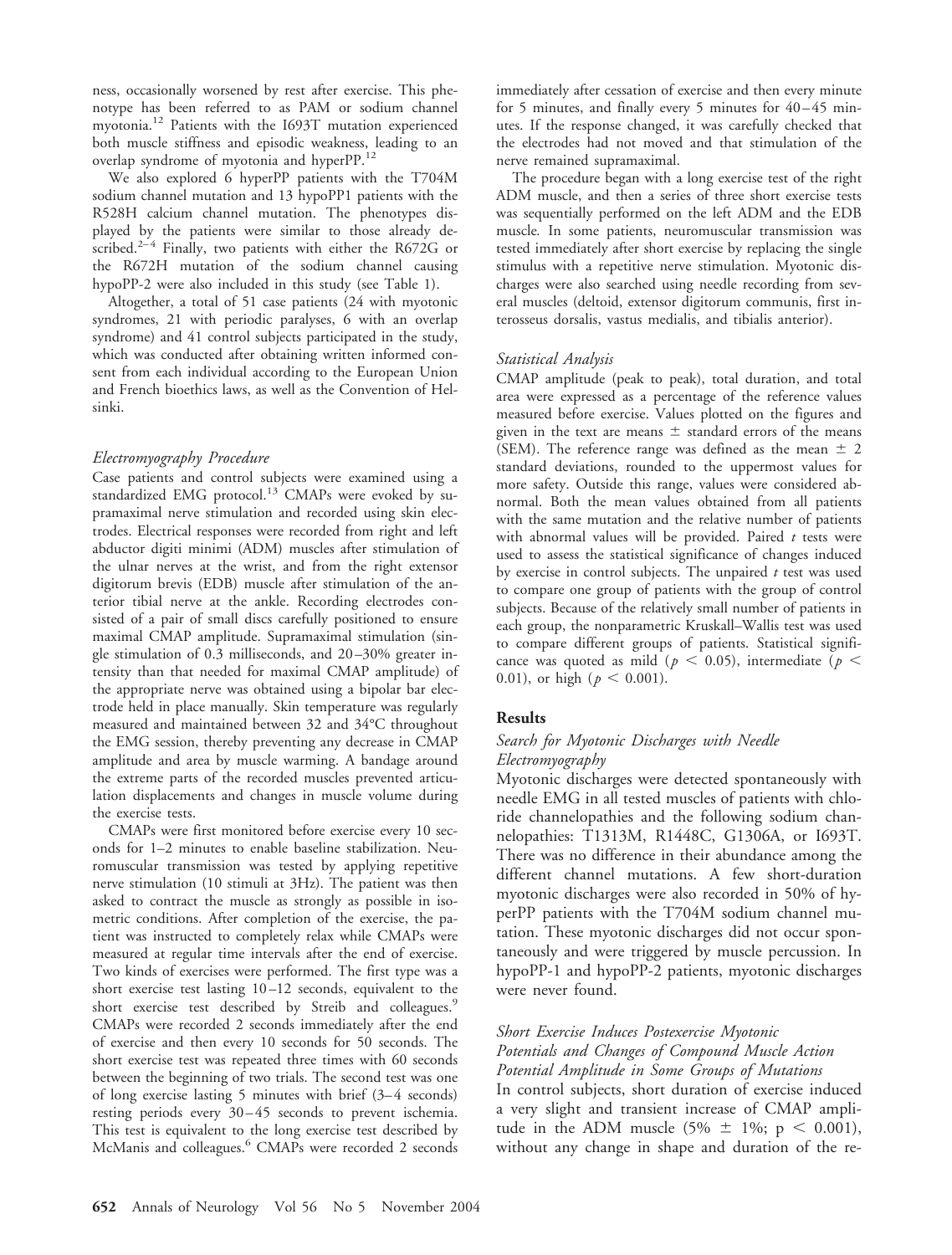ness, occasionally worsened by rest after exercise. This phenotype has been referred to as PAM or sodium channel myotonia.[12] Patients with the I693T mutation experienced both muscle stiffness and episodic weakness, leading to an overlap syndrome of myotonia and hyperPP.[12]

We also explored 6 hyperPP patients with the T704M sodium channel mutation and 13 hypoPP1 patients with the R528H calcium channel mutation. The phenotypes displayed by the patients were similar to those already described.[2–4] Finally, two patients with either the R672G or the R672H mutation of the sodium channel causing hypoPP-2 were also included in this study (see Table 1).

Altogether, a total of 51 case patients (24 with myotonic syndromes, 21 with periodic paralyses, 6 with an overlap syndrome) and 41 control subjects participated in the study, which was conducted after obtaining written informed consent from each individual according to the European Union and French bioethics laws, as well as the Convention of Helsinki.

### *Electromyography Procedure*

Case patients and control subjects were examined using a standardized EMG protocol.[13] CMAPs were evoked by supramaximal nerve stimulation and recorded using skin electrodes. Electrical responses were recorded from right and left abductor digiti minimi (ADM) muscles after stimulation of the ulnar nerves at the wrist, and from the right extensor digitorum brevis (EDB) muscle after stimulation of the anterior tibial nerve at the ankle. Recording electrodes consisted of a pair of small discs carefully positioned to ensure maximal CMAP amplitude. Supramaximal stimulation (single stimulation of 0.3 milliseconds, and 20–30% greater intensity than that needed for maximal CMAP amplitude) of the appropriate nerve was obtained using a bipolar bar electrode held in place manually. Skin temperature was regularly measured and maintained between 32 and 34°C throughout the EMG session, thereby preventing any decrease in CMAP amplitude and area by muscle warming. A bandage around the extreme parts of the recorded muscles prevented articulation displacements and changes in muscle volume during the exercise tests.

CMAPs were first monitored before exercise every 10 seconds for 1–2 minutes to enable baseline stabilization. Neuromuscular transmission was tested by applying repetitive nerve stimulation (10 stimuli at 3Hz). The patient was then asked to contract the muscle as strongly as possible in isometric conditions. After completion of the exercise, the patient was instructed to completely relax while CMAPs were measured at regular time intervals after the end of exercise. Two kinds of exercises were performed. The first type was a short exercise test lasting 10–12 seconds, equivalent to the short exercise test described by Streib and colleagues.[9] CMAPs were recorded 2 seconds immediately after the end of exercise and then every 10 seconds for 50 seconds. The short exercise test was repeated three times with 60 seconds between the beginning of two trials. The second test was one of long exercise lasting 5 minutes with brief (3–4 seconds) resting periods every 30–45 seconds to prevent ischemia. This test is equivalent to the long exercise test described by McManis and colleagues.[6] CMAPs were recorded 2 seconds immediately after cessation of exercise and then every minute for 5 minutes, and finally every 5 minutes for 40–45 minutes. If the response changed, it was carefully checked that the electrodes had not moved and that stimulation of the nerve remained supramaximal.

The procedure began with a long exercise test of the right ADM muscle, and then a series of three short exercise tests was sequentially performed on the left ADM and the EDB muscle. In some patients, neuromuscular transmission was tested immediately after short exercise by replacing the single stimulus with a repetitive nerve stimulation. Myotonic discharges were also searched using needle recording from several muscles (deltoid, extensor digitorum communis, first interosseus dorsalis, vastus medialis, and tibialis anterior).

### *Statistical Analysis*

CMAP amplitude (peak to peak), total duration, and total area were expressed as a percentage of the reference values measured before exercise. Values plotted on the figures and given in the text are means ± standard errors of the means (SEM). The reference range was defined as the mean ± 2 standard deviations, rounded to the uppermost values for more safety. Outside this range, values were considered abnormal. Both the mean values obtained from all patients with the same mutation and the relative number of patients with abnormal values will be provided. Paired *t* tests were used to assess the statistical significance of changes induced by exercise in control subjects. The unpaired *t* test was used to compare one group of patients with the group of control subjects. Because of the relatively small number of patients in each group, the nonparametric Kruskall–Wallis test was used to compare different groups of patients. Statistical significance was quoted as mild ($p < 0.05$), intermediate ($p < 0.01$), or high ($p < 0.001$).

## **Results**

### *Search for Myotonic Discharges with Needle Electromyography*

Myotonic discharges were detected spontaneously with needle EMG in all tested muscles of patients with chloride channelopathies and the following sodium channelopathies: T1313M, R1448C, G1306A, or I693T. There was no difference in their abundance among the different channel mutations. A few short-duration myotonic discharges were also recorded in 50% of hyperPP patients with the T704M sodium channel mutation. These myotonic discharges did not occur spontaneously and were triggered by muscle percussion. In hypoPP-1 and hypoPP-2 patients, myotonic discharges were never found.

### *Short Exercise Induces Postexercise Myotonic Potentials and Changes of Compound Muscle Action Potential Amplitude in Some Groups of Mutations*

In control subjects, short duration of exercise induced a very slight and transient increase of CMAP amplitude in the ADM muscle (5% ± 1%; $p < 0.001$), without any change in shape and duration of the re-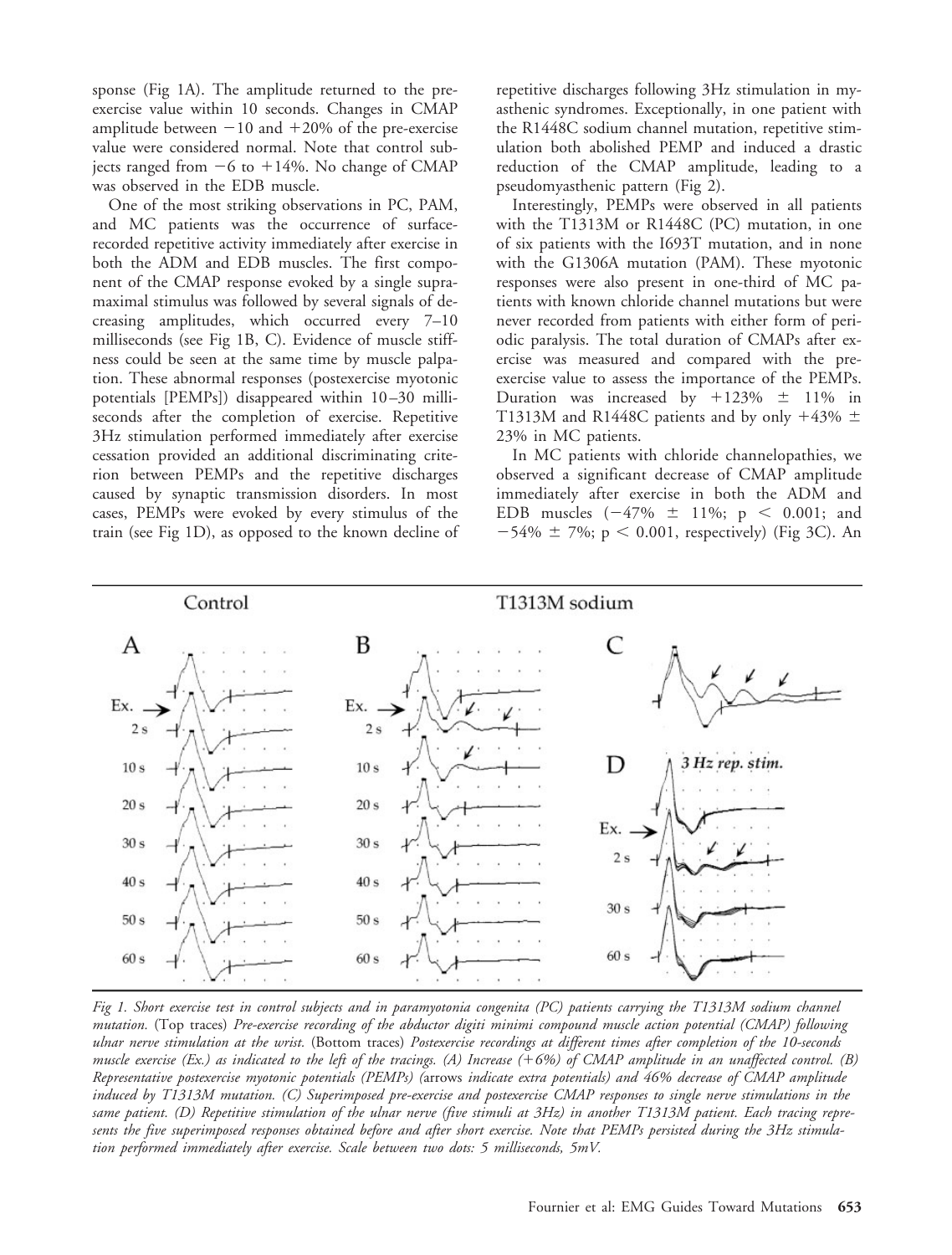sponse (Fig 1A). The amplitude returned to the pre-exercise value within 10 seconds. Changes in CMAP amplitude between −10 and +20% of the pre-exercise value were considered normal. Note that control subjects ranged from −6 to +14%. No change of CMAP was observed in the EDB muscle.

One of the most striking observations in PC, PAM, and MC patients was the occurrence of surface-recorded repetitive activity immediately after exercise in both the ADM and EDB muscles. The first component of the CMAP response evoked by a single supramaximal stimulus was followed by several signals of decreasing amplitudes, which occurred every 7–10 milliseconds (see Fig 1B, C). Evidence of muscle stiffness could be seen at the same time by muscle palpation. These abnormal responses (postexercise myotonic potentials [PEMPs]) disappeared within 10–30 milliseconds after the completion of exercise. Repetitive 3Hz stimulation performed immediately after exercise cessation provided an additional discriminating criterion between PEMPs and the repetitive discharges caused by synaptic transmission disorders. In most cases, PEMPs were evoked by every stimulus of the train (see Fig 1D), as opposed to the known decline of repetitive discharges following 3Hz stimulation in myasthenic syndromes. Exceptionally, in one patient with the R1448C sodium channel mutation, repetitive stimulation both abolished PEMP and induced a drastic reduction of the CMAP amplitude, leading to a pseudomyasthenic pattern (Fig 2).

Interestingly, PEMPs were observed in all patients with the T1313M or R1448C (PC) mutation, in one of six patients with the I693T mutation, and in none with the G1306A mutation (PAM). These myotonic responses were also present in one-third of MC patients with known chloride channel mutations but were never recorded from patients with either form of periodic paralysis. The total duration of CMAPs after exercise was measured and compared with the pre-exercise value to assess the importance of the PEMPs. Duration was increased by +123% ± 11% in T1313M and R1448C patients and by only +43% ± 23% in MC patients.

In MC patients with chloride channelopathies, we observed a significant decrease of CMAP amplitude immediately after exercise in both the ADM and EDB muscles (−47% ± 11%; $p < 0.001$; and −54% ± 7%; $p < 0.001$, respectively) (Fig 3C). An

*Fig 1. Short exercise test in control subjects and in paramyotonia congenita (PC) patients carrying the T1313M sodium channel mutation.* (Top traces) *Pre-exercise recording of the abductor digiti minimi compound muscle action potential (CMAP) following ulnar nerve stimulation at the wrist.* (Bottom traces) *Postexercise recordings at different times after completion of the 10-seconds muscle exercise (Ex.) as indicated to the left of the tracings. (A) Increase (+6%) of CMAP amplitude in an unaffected control. (B) Representative postexercise myotonic potentials (PEMPs) (*arrows *indicate extra potentials) and 46% decrease of CMAP amplitude induced by T1313M mutation. (C) Superimposed pre-exercise and postexercise CMAP responses to single nerve stimulations in the same patient. (D) Repetitive stimulation of the ulnar nerve (five stimuli at 3Hz) in another T1313M patient. Each tracing represents the five superimposed responses obtained before and after short exercise. Note that PEMPs persisted during the 3Hz stimulation performed immediately after exercise. Scale between two dots: 5 milliseconds, 5mV.*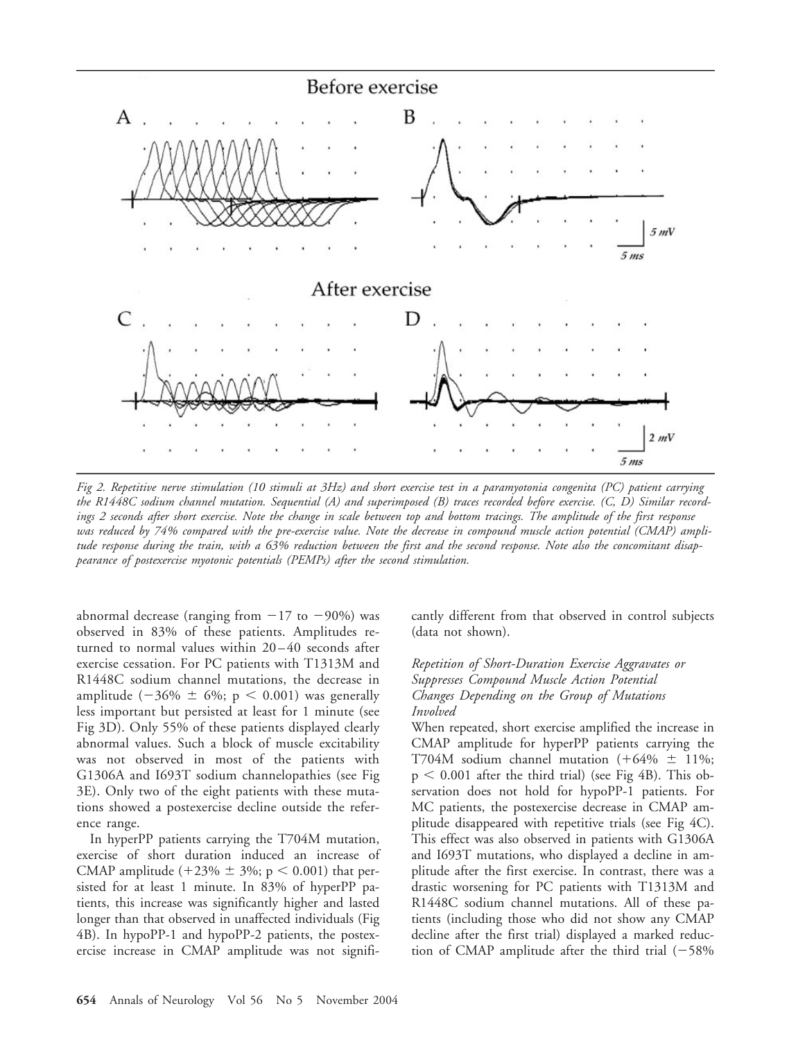Fig 2. Repetitive nerve stimulation (10 stimuli at 3Hz) and short exercise test in a paramyotonia congenita (PC) patient carrying the R1448C sodium channel mutation. Sequential (A) and superimposed (B) traces recorded before exercise. (C, D) Similar recordings 2 seconds after short exercise. Note the change in scale between top and bottom tracings. The amplitude of the first response was reduced by 74% compared with the pre-exercise value. Note the decrease in compound muscle action potential (CMAP) amplitude response during the train, with a 63% reduction between the first and the second response. Note also the concomitant disappearance of postexercise myotonic potentials (PEMPs) after the second stimulation.

abnormal decrease (ranging from −17 to −90%) was observed in 83% of these patients. Amplitudes returned to normal values within 20–40 seconds after exercise cessation. For PC patients with T1313M and R1448C sodium channel mutations, the decrease in amplitude (−36% ± 6%; $p < 0.001$) was generally less important but persisted at least for 1 minute (see Fig 3D). Only 55% of these patients displayed clearly abnormal values. Such a block of muscle excitability was not observed in most of the patients with G1306A and I693T sodium channelopathies (see Fig 3E). Only two of the eight patients with these mutations showed a postexercise decline outside the reference range.

In hyperPP patients carrying the T704M mutation, exercise of short duration induced an increase of CMAP amplitude (+23% ± 3%; $p < 0.001$) that persisted for at least 1 minute. In 83% of hyperPP patients, this increase was significantly higher and lasted longer than that observed in unaffected individuals (Fig 4B). In hypoPP-1 and hypoPP-2 patients, the postexercise increase in CMAP amplitude was not significantly different from that observed in control subjects (data not shown).

### *Repetition of Short-Duration Exercise Aggravates or Suppresses Compound Muscle Action Potential Changes Depending on the Group of Mutations Involved*

When repeated, short exercise amplified the increase in CMAP amplitude for hyperPP patients carrying the T704M sodium channel mutation (+64% ± 11%; $p < 0.001$ after the third trial) (see Fig 4B). This observation does not hold for hypoPP-1 patients. For MC patients, the postexercise decrease in CMAP amplitude disappeared with repetitive trials (see Fig 4C). This effect was also observed in patients with G1306A and I693T mutations, who displayed a decline in amplitude after the first exercise. In contrast, there was a drastic worsening for PC patients with T1313M and R1448C sodium channel mutations. All of these patients (including those who did not show any CMAP decline after the first trial) displayed a marked reduction of CMAP amplitude after the third trial (−58%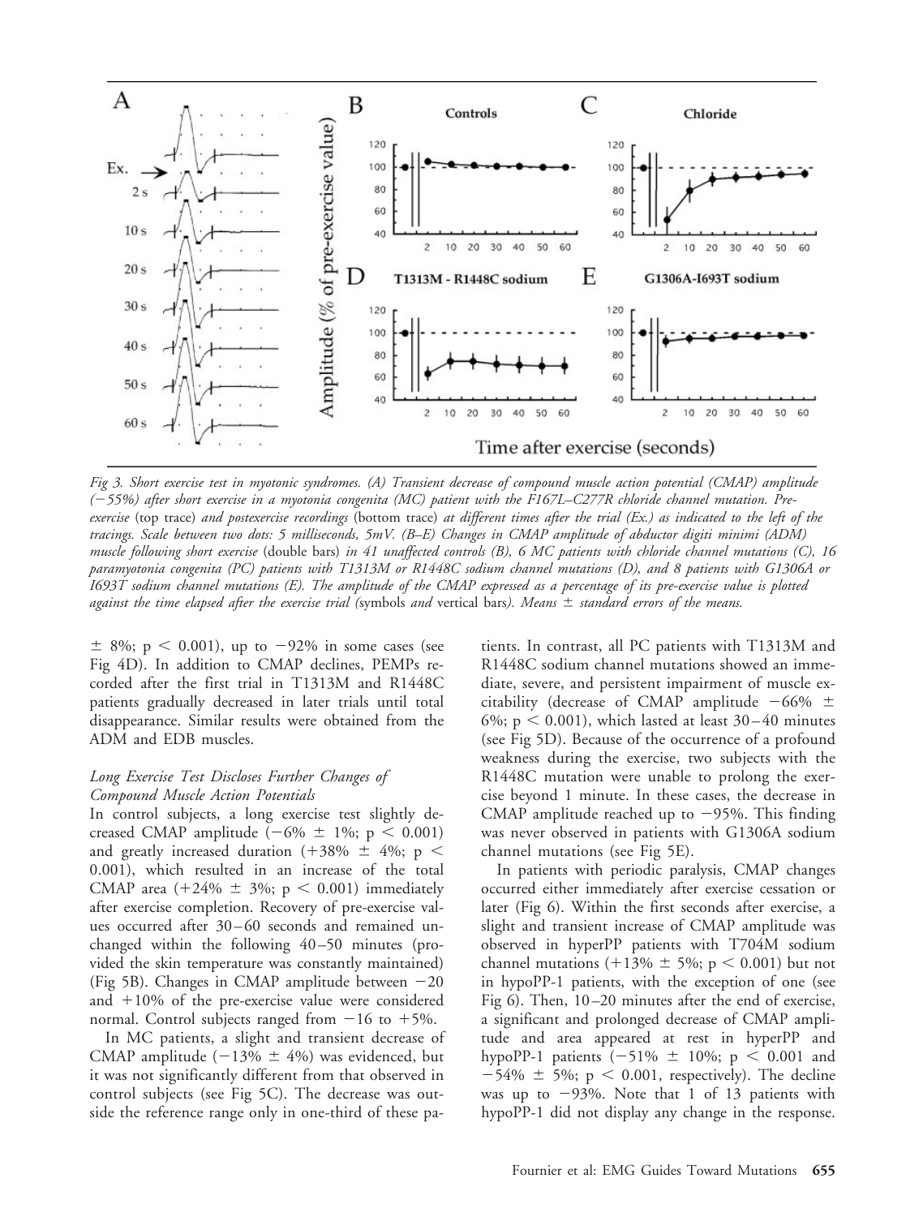*Fig 3. Short exercise test in myotonic syndromes. (A) Transient decrease of compound muscle action potential (CMAP) amplitude (−55%) after short exercise in a myotonia congenita (MC) patient with the F167L–C277R chloride channel mutation. Pre-exercise* (top trace) *and postexercise recordings* (bottom trace) *at different times after the trial (Ex.) as indicated to the left of the tracings. Scale between two dots: 5 milliseconds, 5mV. (B–E) Changes in CMAP amplitude of abductor digiti minimi (ADM) muscle following short exercise* (double bars) *in 41 unaffected controls (B), 6 MC patients with chloride channel mutations (C), 16 paramyotonia congenita (PC) patients with T1313M or R1448C sodium channel mutations (D), and 8 patients with G1306A or I693T sodium channel mutations (E). The amplitude of the CMAP expressed as a percentage of its pre-exercise value is plotted against the time elapsed after the exercise trial (*symbols *and* vertical bars*). Means ± standard errors of the means.*

± 8%; $p < 0.001$), up to −92% in some cases (see Fig 4D). In addition to CMAP declines, PEMPs recorded after the first trial in T1313M and R1448C patients gradually decreased in later trials until total disappearance. Similar results were obtained from the ADM and EDB muscles.

### *Long Exercise Test Discloses Further Changes of Compound Muscle Action Potentials*

In control subjects, a long exercise test slightly decreased CMAP amplitude (−6% ± 1%; $p < 0.001$) and greatly increased duration (+38% ± 4%; $p < 0.001$), which resulted in an increase of the total CMAP area (+24% ± 3%; $p < 0.001$) immediately after exercise completion. Recovery of pre-exercise values occurred after 30–60 seconds and remained unchanged within the following 40–50 minutes (provided the skin temperature was constantly maintained) (Fig 5B). Changes in CMAP amplitude between −20 and +10% of the pre-exercise value were considered normal. Control subjects ranged from −16 to +5%.

In MC patients, a slight and transient decrease of CMAP amplitude (−13% ± 4%) was evidenced, but it was not significantly different from that observed in control subjects (see Fig 5C). The decrease was outside the reference range only in one-third of these patients. In contrast, all PC patients with T1313M and R1448C sodium channel mutations showed an immediate, severe, and persistent impairment of muscle excitability (decrease of CMAP amplitude −66% ± 6%; $p < 0.001$), which lasted at least 30–40 minutes (see Fig 5D). Because of the occurrence of a profound weakness during the exercise, two subjects with the R1448C mutation were unable to prolong the exercise beyond 1 minute. In these cases, the decrease in CMAP amplitude reached up to −95%. This finding was never observed in patients with G1306A sodium channel mutations (see Fig 5E).

In patients with periodic paralysis, CMAP changes occurred either immediately after exercise cessation or later (Fig 6). Within the first seconds after exercise, a slight and transient increase of CMAP amplitude was observed in hyperPP patients with T704M sodium channel mutations (+13% ± 5%; $p < 0.001$) but not in hypoPP-1 patients, with the exception of one (see Fig 6). Then, 10–20 minutes after the end of exercise, a significant and prolonged decrease of CMAP amplitude and area appeared at rest in hyperPP and hypoPP-1 patients (−51% ± 10%; $p < 0.001$ and −54% ± 5%; $p < 0.001$, respectively). The decline was up to −93%. Note that 1 of 13 patients with hypoPP-1 did not display any change in the response.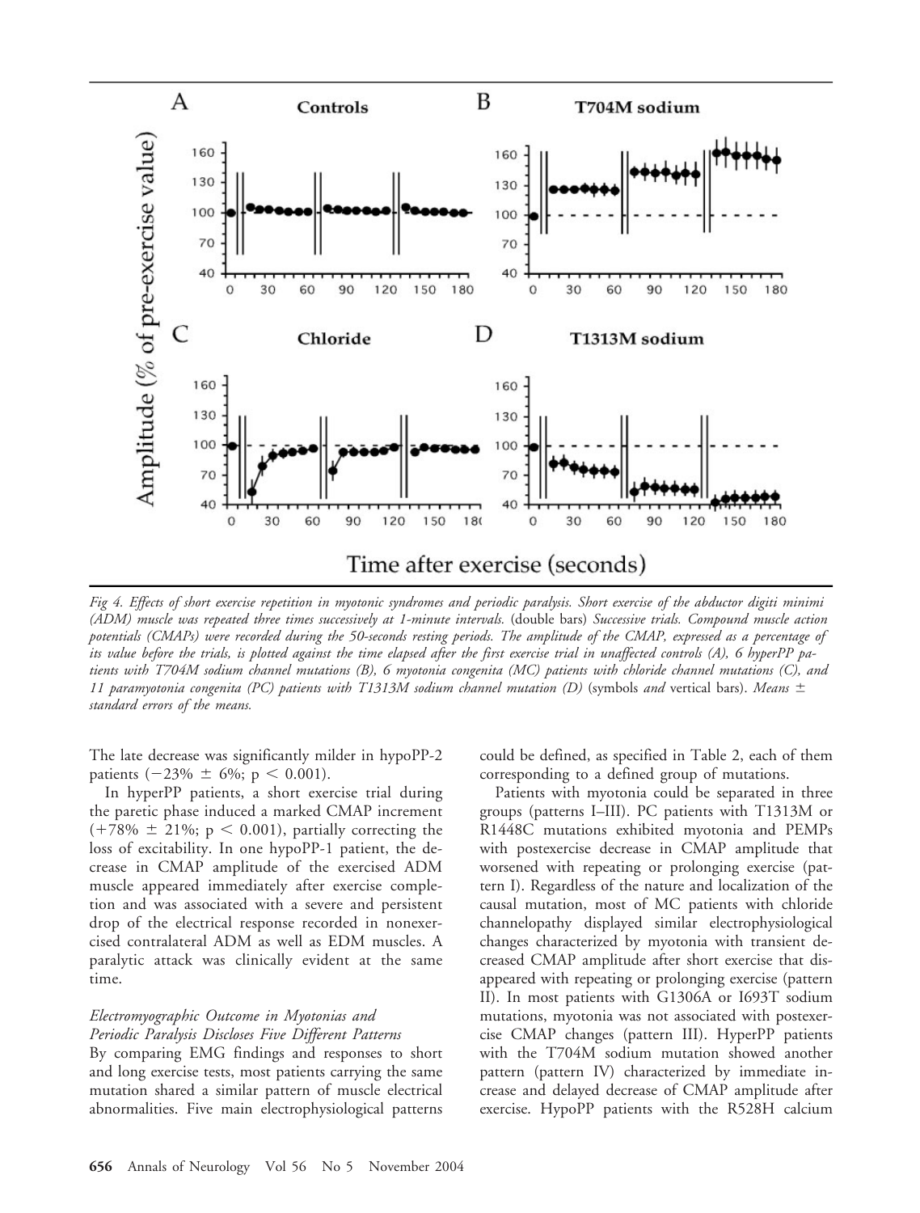*Fig 4. Effects of short exercise repetition in myotonic syndromes and periodic paralysis. Short exercise of the abductor digiti minimi (ADM) muscle was repeated three times successively at 1-minute intervals.* (double bars) *Successive trials. Compound muscle action potentials (CMAPs) were recorded during the 50-seconds resting periods. The amplitude of the CMAP, expressed as a percentage of its value before the trials, is plotted against the time elapsed after the first exercise trial in unaffected controls (A), 6 hyperPP patients with T704M sodium channel mutations (B), 6 myotonia congenita (MC) patients with chloride channel mutations (C), and 11 paramyotonia congenita (PC) patients with T1313M sodium channel mutation (D)* (symbols *and* vertical bars). *Means ± standard errors of the means.*

The late decrease was significantly milder in hypoPP-2 patients ($-23\% \pm 6\%$; $p < 0.001$).

In hyperPP patients, a short exercise trial during the paretic phase induced a marked CMAP increment ($+78\% \pm 21\%$; $p < 0.001$), partially correcting the loss of excitability. In one hypoPP-1 patient, the decrease in CMAP amplitude of the exercised ADM muscle appeared immediately after exercise completion and was associated with a severe and persistent drop of the electrical response recorded in nonexercised contralateral ADM as well as EDM muscles. A paralytic attack was clinically evident at the same time.

### *Electromyographic Outcome in Myotonias and Periodic Paralysis Discloses Five Different Patterns*

By comparing EMG findings and responses to short and long exercise tests, most patients carrying the same mutation shared a similar pattern of muscle electrical abnormalities. Five main electrophysiological patterns could be defined, as specified in Table 2, each of them corresponding to a defined group of mutations.

Patients with myotonia could be separated in three groups (patterns I–III). PC patients with T1313M or R1448C mutations exhibited myotonia and PEMPs with postexercise decrease in CMAP amplitude that worsened with repeating or prolonging exercise (pattern I). Regardless of the nature and localization of the causal mutation, most of MC patients with chloride channelopathy displayed similar electrophysiological changes characterized by myotonia with transient decreased CMAP amplitude after short exercise that disappeared with repeating or prolonging exercise (pattern II). In most patients with G1306A or I693T sodium mutations, myotonia was not associated with postexercise CMAP changes (pattern III). HyperPP patients with the T704M sodium mutation showed another pattern (pattern IV) characterized by immediate increase and delayed decrease of CMAP amplitude after exercise. HypoPP patients with the R528H calcium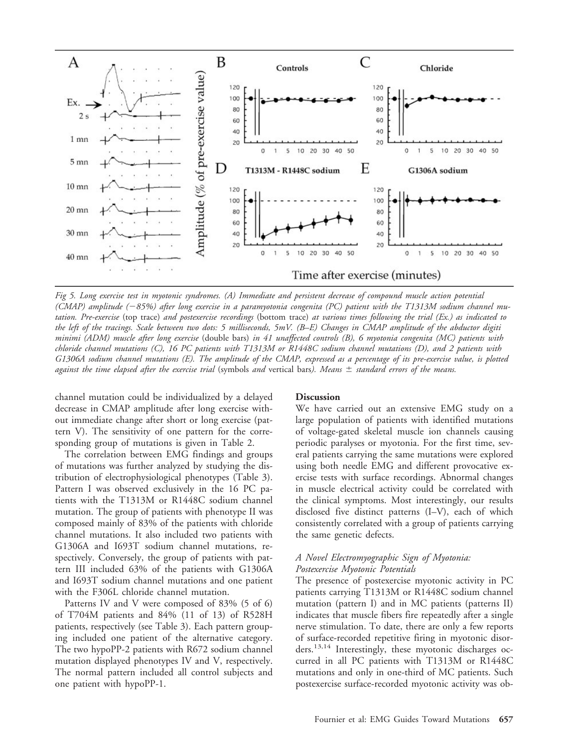Fig 5. Long exercise test in myotonic syndromes. (A) Immediate and persistent decrease of compound muscle action potential (CMAP) amplitude (−85%) after long exercise in a paramyotonia congenita (PC) patient with the T1313M sodium channel mutation. Pre-exercise (top trace) and postexercise recordings (bottom trace) at various times following the trial (Ex.) as indicated to the left of the tracings. Scale between two dots: 5 milliseconds, 5mV. (B–E) Changes in CMAP amplitude of the abductor digiti minimi (ADM) muscle after long exercise (double bars) in 41 unaffected controls (B), 6 myotonia congenita (MC) patients with chloride channel mutations (C), 16 PC patients with T1313M or R1448C sodium channel mutations (D), and 2 patients with G1306A sodium channel mutations (E). The amplitude of the CMAP, expressed as a percentage of its pre-exercise value, is plotted against the time elapsed after the exercise trial (symbols and vertical bars). Means ± standard errors of the means.

channel mutation could be individualized by a delayed decrease in CMAP amplitude after long exercise without immediate change after short or long exercise (pattern V). The sensitivity of one pattern for the corresponding group of mutations is given in Table 2.

The correlation between EMG findings and groups of mutations was further analyzed by studying the distribution of electrophysiological phenotypes (Table 3). Pattern I was observed exclusively in the 16 PC patients with the T1313M or R1448C sodium channel mutation. The group of patients with phenotype II was composed mainly of 83% of the patients with chloride channel mutations. It also included two patients with G1306A and I693T sodium channel mutations, respectively. Conversely, the group of patients with pattern III included 63% of the patients with G1306A and I693T sodium channel mutations and one patient with the F306L chloride channel mutation.

Patterns IV and V were composed of 83% (5 of 6) of T704M patients and 84% (11 of 13) of R528H patients, respectively (see Table 3). Each pattern grouping included one patient of the alternative category. The two hypoPP-2 patients with R672 sodium channel mutation displayed phenotypes IV and V, respectively. The normal pattern included all control subjects and one patient with hypoPP-1.

## Discussion

We have carried out an extensive EMG study on a large population of patients with identified mutations of voltage-gated skeletal muscle ion channels causing periodic paralyses or myotonia. For the first time, several patients carrying the same mutations were explored using both needle EMG and different provocative exercise tests with surface recordings. Abnormal changes in muscle electrical activity could be correlated with the clinical symptoms. Most interestingly, our results disclosed five distinct patterns (I–V), each of which consistently correlated with a group of patients carrying the same genetic defects.

### A Novel Electromyographic Sign of Myotonia: Postexercise Myotonic Potentials

The presence of postexercise myotonic activity in PC patients carrying T1313M or R1448C sodium channel mutation (pattern I) and in MC patients (patterns II) indicates that muscle fibers fire repeatedly after a single nerve stimulation. To date, there are only a few reports of surface-recorded repetitive firing in myotonic disorders.[13,14] Interestingly, these myotonic discharges occurred in all PC patients with T1313M or R1448C mutations and only in one-third of MC patients. Such postexercise surface-recorded myotonic activity was ob-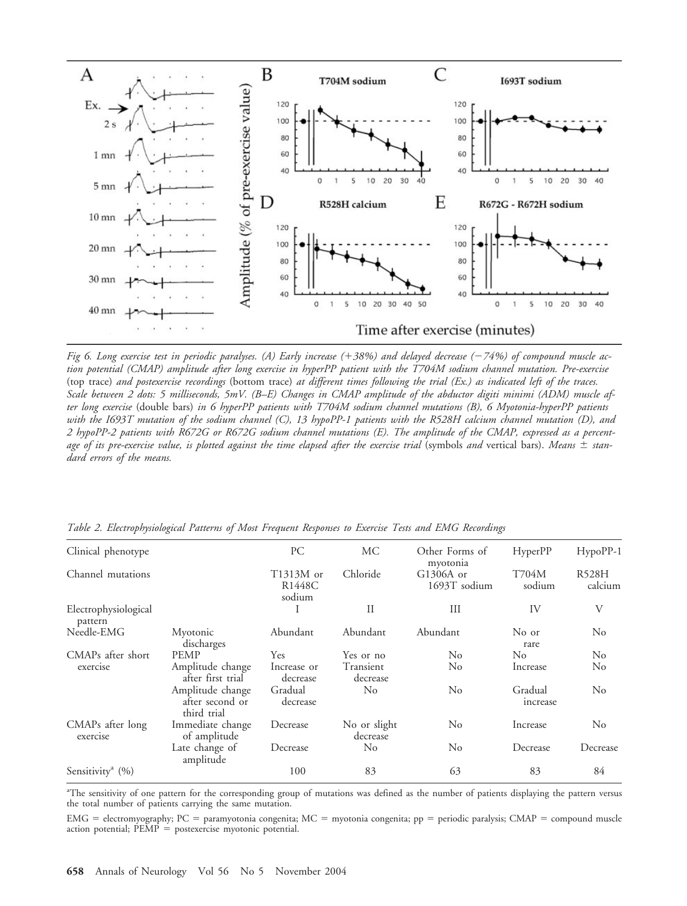*Fig 6. Long exercise test in periodic paralyses. (A) Early increase (+38%) and delayed decrease (−74%) of compound muscle action potential (CMAP) amplitude after long exercise in hyperPP patient with the T704M sodium channel mutation. Pre-exercise* (top trace) *and postexercise recordings* (bottom trace) *at different times following the trial (Ex.) as indicated left of the traces. Scale between 2 dots: 5 milliseconds, 5mV. (B–E) Changes in CMAP amplitude of the abductor digiti minimi (ADM) muscle after long exercise* (double bars) *in 6 hyperPP patients with T704M sodium channel mutations (B), 6 Myotonia-hyperPP patients with the I693T mutation of the sodium channel (C), 13 hypoPP-1 patients with the R528H calcium channel mutation (D), and 2 hypoPP-2 patients with R672G or R672G sodium channel mutations (E). The amplitude of the CMAP, expressed as a percentage of its pre-exercise value, is plotted against the time elapsed after the exercise trial* (symbols *and* vertical bars). *Means ± standard errors of the means.*

*Table 2. Electrophysiological Patterns of Most Frequent Responses to Exercise Tests and EMG Recordings*

| Clinical phenotype | | PC | MC | Other Forms of myotonia | HyperPP | HypoPP-1 |
|---|---|---|---|---|---|---|
| Channel mutations | | T1313M or R1448C sodium | Chloride | G1306A or 1693T sodium | T704M sodium | R528H calcium |
| Electrophysiological pattern | | I | II | III | IV | V |
| Needle-EMG | Myotonic discharges | Abundant | Abundant | Abundant | No or rare | No |
| CMAPs after short exercise | PEMP | Yes | Yes or no | No | No | No |
| | Amplitude change after first trial | Increase or decrease | Transient decrease | No | Increase | No |
| | Amplitude change after second or third trial | Gradual decrease | No | No | Gradual increase | No |
| CMAPs after long exercise | Immediate change of amplitude | Decrease | No or slight decrease | No | Increase | No |
| | Late change of amplitude | Decrease | No | No | Decrease | Decrease |
| Sensitivity[a] (%) | | 100 | 83 | 63 | 83 | 84 |

[a]The sensitivity of one pattern for the corresponding group of mutations was defined as the number of patients displaying the pattern versus the total number of patients carrying the same mutation.

EMG = electromyography; PC = paramyotonia congenita; MC = myotonia congenita; pp = periodic paralysis; CMAP = compound muscle action potential; PEMP = postexercise myotonic potential.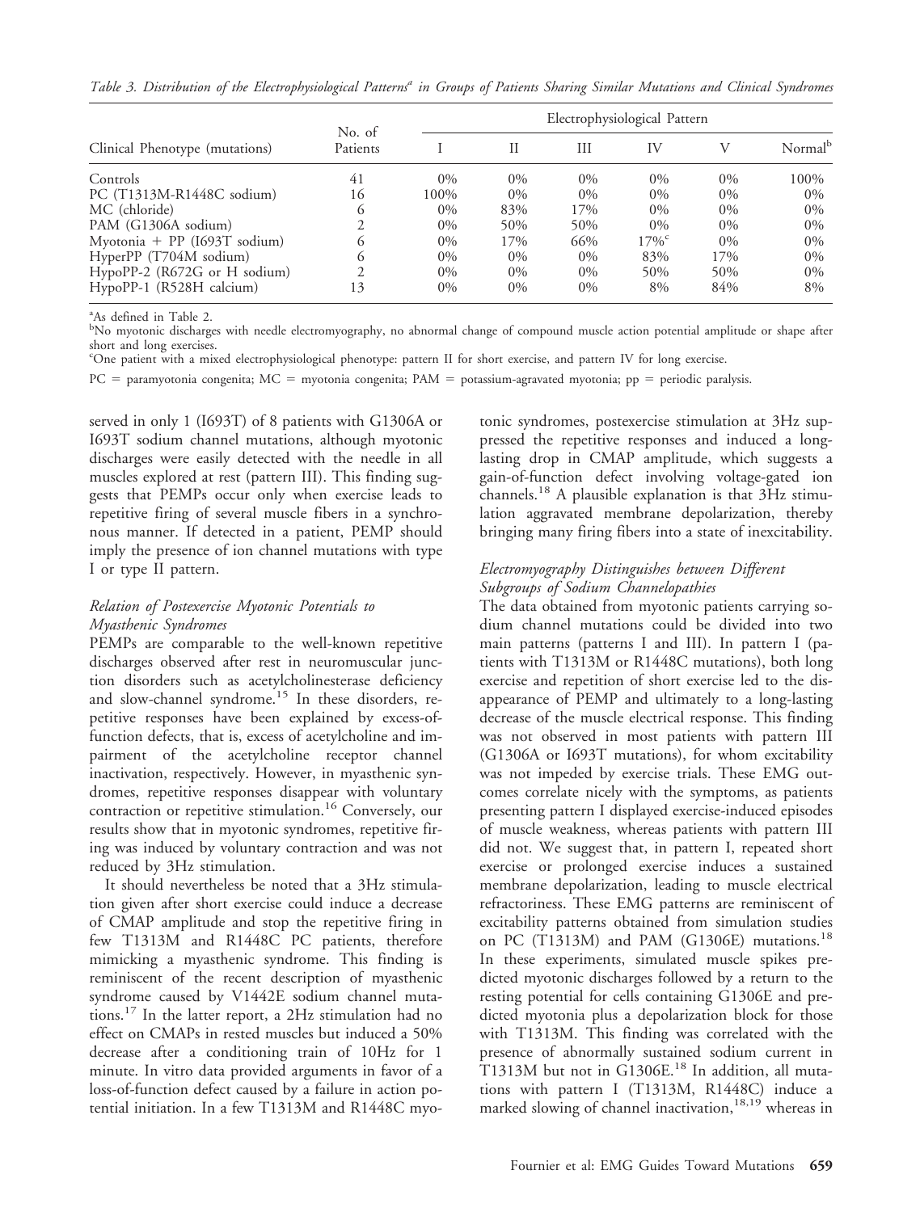*Table 3. Distribution of the Electrophysiological Patterns[a] in Groups of Patients Sharing Similar Mutations and Clinical Syndromes*

| Clinical Phenotype (mutations) | No. of Patients | Electrophysiological Pattern | | | | | |
|---|---|---|---|---|---|---|---|
| | | I | II | III | IV | V | Normal[b] |
| Controls | 41 | 0% | 0% | 0% | 0% | 0% | 100% |
| PC (T1313M-R1448C sodium) | 16 | 100% | 0% | 0% | 0% | 0% | 0% |
| MC (chloride) | 6 | 0% | 83% | 17% | 0% | 0% | 0% |
| PAM (G1306A sodium) | 2 | 0% | 50% | 50% | 0% | 0% | 0% |
| Myotonia + PP (I693T sodium) | 6 | 0% | 17% | 66% | 17%[c] | 0% | 0% |
| HyperPP (T704M sodium) | 6 | 0% | 0% | 0% | 83% | 17% | 0% |
| HypoPP-2 (R672G or H sodium) | 2 | 0% | 0% | 0% | 50% | 50% | 0% |
| HypoPP-1 (R528H calcium) | 13 | 0% | 0% | 0% | 8% | 84% | 8% |

[a]As defined in Table 2.

[b]No myotonic discharges with needle electromyography, no abnormal change of compound muscle action potential amplitude or shape after short and long exercises.

[c]One patient with a mixed electrophysiological phenotype: pattern II for short exercise, and pattern IV for long exercise.

PC = paramyotonia congenita; MC = myotonia congenita; PAM = potassium-agravated myotonia; pp = periodic paralysis.

served in only 1 (I693T) of 8 patients with G1306A or I693T sodium channel mutations, although myotonic discharges were easily detected with the needle in all muscles explored at rest (pattern III). This finding suggests that PEMPs occur only when exercise leads to repetitive firing of several muscle fibers in a synchronous manner. If detected in a patient, PEMP should imply the presence of ion channel mutations with type I or type II pattern.

### *Relation of Postexercise Myotonic Potentials to Myasthenic Syndromes*

PEMPs are comparable to the well-known repetitive discharges observed after rest in neuromuscular junction disorders such as acetylcholinesterase deficiency and slow-channel syndrome.[15] In these disorders, repetitive responses have been explained by excess-of-function defects, that is, excess of acetylcholine and impairment of the acetylcholine receptor channel inactivation, respectively. However, in myasthenic syndromes, repetitive responses disappear with voluntary contraction or repetitive stimulation.[16] Conversely, our results show that in myotonic syndromes, repetitive firing was induced by voluntary contraction and was not reduced by 3Hz stimulation.

It should nevertheless be noted that a 3Hz stimulation given after short exercise could induce a decrease of CMAP amplitude and stop the repetitive firing in few T1313M and R1448C PC patients, therefore mimicking a myasthenic syndrome. This finding is reminiscent of the recent description of myasthenic syndrome caused by V1442E sodium channel mutations.[17] In the latter report, a 2Hz stimulation had no effect on CMAPs in rested muscles but induced a 50% decrease after a conditioning train of 10Hz for 1 minute. In vitro data provided arguments in favor of a loss-of-function defect caused by a failure in action potential initiation. In a few T1313M and R1448C myotonic syndromes, postexercise stimulation at 3Hz suppressed the repetitive responses and induced a long-lasting drop in CMAP amplitude, which suggests a gain-of-function defect involving voltage-gated ion channels.[18] A plausible explanation is that 3Hz stimulation aggravated membrane depolarization, thereby bringing many firing fibers into a state of inexcitability.

### *Electromyography Distinguishes between Different Subgroups of Sodium Channelopathies*

The data obtained from myotonic patients carrying sodium channel mutations could be divided into two main patterns (patterns I and III). In pattern I (patients with T1313M or R1448C mutations), both long exercise and repetition of short exercise led to the disappearance of PEMP and ultimately to a long-lasting decrease of the muscle electrical response. This finding was not observed in most patients with pattern III (G1306A or I693T mutations), for whom excitability was not impeded by exercise trials. These EMG outcomes correlate nicely with the symptoms, as patients presenting pattern I displayed exercise-induced episodes of muscle weakness, whereas patients with pattern III did not. We suggest that, in pattern I, repeated short exercise or prolonged exercise induces a sustained membrane depolarization, leading to muscle electrical refractoriness. These EMG patterns are reminiscent of excitability patterns obtained from simulation studies on PC (T1313M) and PAM (G1306E) mutations.[18] In these experiments, simulated muscle spikes predicted myotonic discharges followed by a return to the resting potential for cells containing G1306E and predicted myotonia plus a depolarization block for those with T1313M. This finding was correlated with the presence of abnormally sustained sodium current in T1313M but not in G1306E.[18] In addition, all mutations with pattern I (T1313M, R1448C) induce a marked slowing of channel inactivation,[18,19] whereas in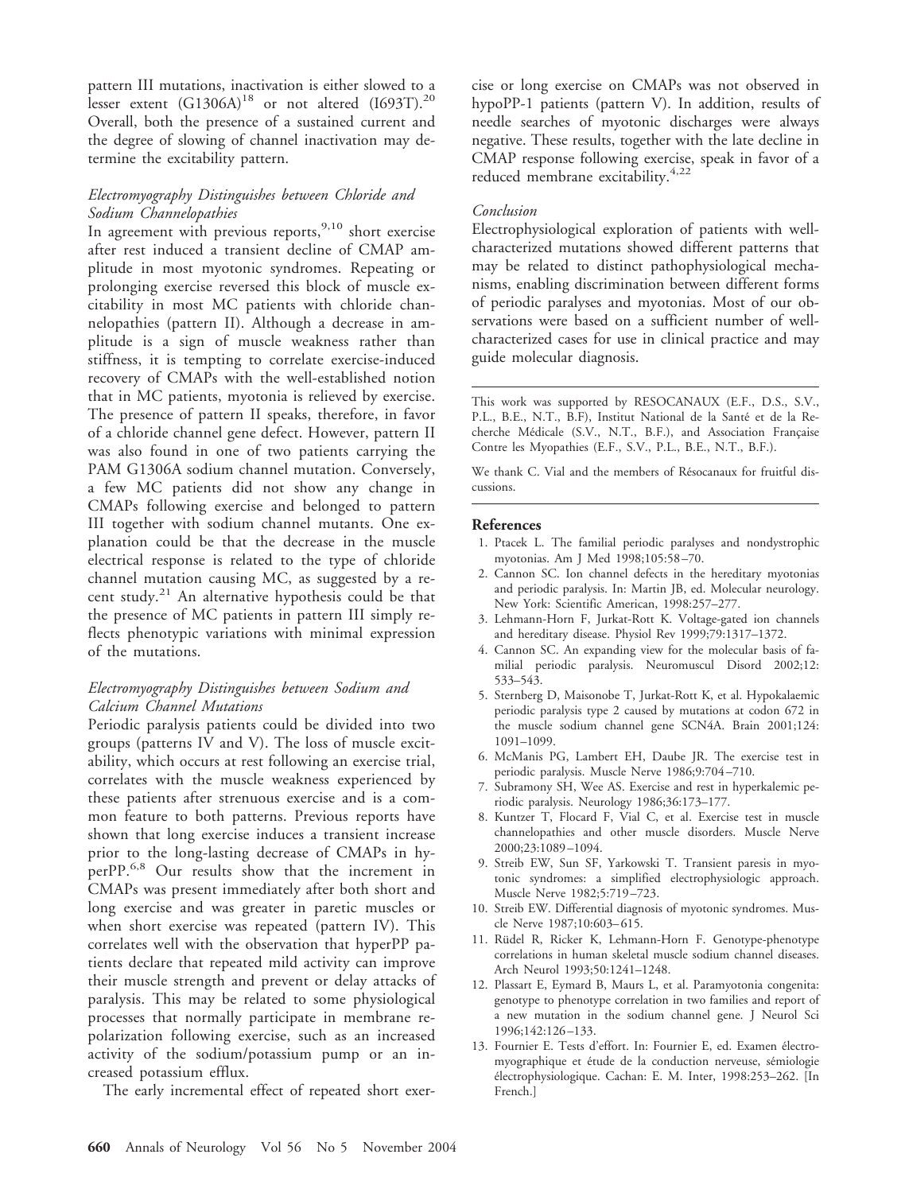pattern III mutations, inactivation is either slowed to a lesser extent (G1306A)[18] or not altered (I693T).[20] Overall, both the presence of a sustained current and the degree of slowing of channel inactivation may determine the excitability pattern.

### *Electromyography Distinguishes between Chloride and Sodium Channelopathies*

In agreement with previous reports,[9,10] short exercise after rest induced a transient decline of CMAP amplitude in most myotonic syndromes. Repeating or prolonging exercise reversed this block of muscle excitability in most MC patients with chloride channelopathies (pattern II). Although a decrease in amplitude is a sign of muscle weakness rather than stiffness, it is tempting to correlate exercise-induced recovery of CMAPs with the well-established notion that in MC patients, myotonia is relieved by exercise. The presence of pattern II speaks, therefore, in favor of a chloride channel gene defect. However, pattern II was also found in one of two patients carrying the PAM G1306A sodium channel mutation. Conversely, a few MC patients did not show any change in CMAPs following exercise and belonged to pattern III together with sodium channel mutants. One explanation could be that the decrease in the muscle electrical response is related to the type of chloride channel mutation causing MC, as suggested by a recent study.[21] An alternative hypothesis could be that the presence of MC patients in pattern III simply reflects phenotypic variations with minimal expression of the mutations.

### *Electromyography Distinguishes between Sodium and Calcium Channel Mutations*

Periodic paralysis patients could be divided into two groups (patterns IV and V). The loss of muscle excitability, which occurs at rest following an exercise trial, correlates with the muscle weakness experienced by these patients after strenuous exercise and is a common feature to both patterns. Previous reports have shown that long exercise induces a transient increase prior to the long-lasting decrease of CMAPs in hyperPP.[6,8] Our results show that the increment in CMAPs was present immediately after both short and long exercise and was greater in paretic muscles or when short exercise was repeated (pattern IV). This correlates well with the observation that hyperPP patients declare that repeated mild activity can improve their muscle strength and prevent or delay attacks of paralysis. This may be related to some physiological processes that normally participate in membrane repolarization following exercise, such as an increased activity of the sodium/potassium pump or an increased potassium efflux.

The early incremental effect of repeated short exercise or long exercise on CMAPs was not observed in hypoPP-1 patients (pattern V). In addition, results of needle searches of myotonic discharges were always negative. These results, together with the late decline in CMAP response following exercise, speak in favor of a reduced membrane excitability.[4,22]

### *Conclusion*

Electrophysiological exploration of patients with well-characterized mutations showed different patterns that may be related to distinct pathophysiological mechanisms, enabling discrimination between different forms of periodic paralyses and myotonias. Most of our observations were based on a sufficient number of well-characterized cases for use in clinical practice and may guide molecular diagnosis.

---

This work was supported by RESOCANAUX (E.F., D.S., S.V., P.L., B.E., N.T., B.F), Institut National de la Santé et de la Recherche Médicale (S.V., N.T., B.F.), and Association Française Contre les Myopathies (E.F., S.V., P.L., B.E., N.T., B.F.).

We thank C. Vial and the members of Résocanaux for fruitful discussions.

---

## References

1. Ptacek L. The familial periodic paralyses and nondystrophic myotonias. Am J Med 1998;105:58–70.
2. Cannon SC. Ion channel defects in the hereditary myotonias and periodic paralysis. In: Martin JB, ed. Molecular neurology. New York: Scientific American, 1998:257–277.
3. Lehmann-Horn F, Jurkat-Rott K. Voltage-gated ion channels and hereditary disease. Physiol Rev 1999;79:1317–1372.
4. Cannon SC. An expanding view for the molecular basis of familial periodic paralysis. Neuromuscul Disord 2002;12:533–543.
5. Sternberg D, Maisonobe T, Jurkat-Rott K, et al. Hypokalaemic periodic paralysis type 2 caused by mutations at codon 672 in the muscle sodium channel gene SCN4A. Brain 2001;124:1091–1099.
6. McManis PG, Lambert EH, Daube JR. The exercise test in periodic paralysis. Muscle Nerve 1986;9:704–710.
7. Subramony SH, Wee AS. Exercise and rest in hyperkalemic periodic paralysis. Neurology 1986;36:173–177.
8. Kuntzer T, Flocard F, Vial C, et al. Exercise test in muscle channelopathies and other muscle disorders. Muscle Nerve 2000;23:1089–1094.
9. Streib EW, Sun SF, Yarkowski T. Transient paresis in myotonic syndromes: a simplified electrophysiologic approach. Muscle Nerve 1982;5:719–723.
10. Streib EW. Differential diagnosis of myotonic syndromes. Muscle Nerve 1987;10:603–615.
11. Rüdel R, Ricker K, Lehmann-Horn F. Genotype-phenotype correlations in human skeletal muscle sodium channel diseases. Arch Neurol 1993;50:1241–1248.
12. Plassart E, Eymard B, Maurs L, et al. Paramyotonia congenita: genotype to phenotype correlation in two families and report of a new mutation in the sodium channel gene. J Neurol Sci 1996;142:126–133.
13. Fournier E. Tests d'effort. In: Fournier E, ed. Examen électromyographique et étude de la conduction nerveuse, sémiologie électrophysiologique. Cachan: E. M. Inter, 1998:253–262. [In French.]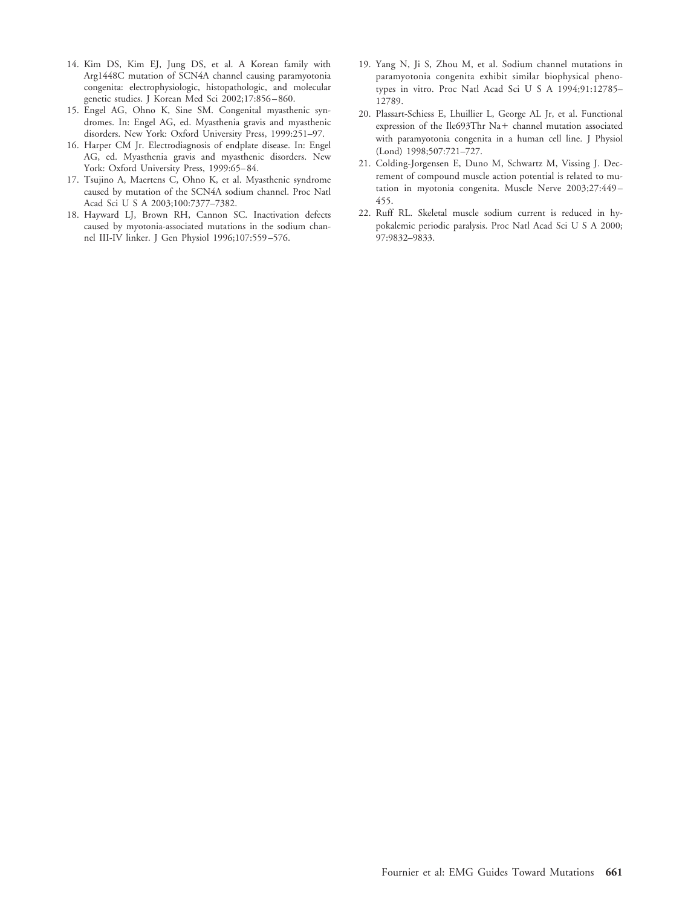14. Kim DS, Kim EJ, Jung DS, et al. A Korean family with Arg1448C mutation of SCN4A channel causing paramyotonia congenita: electrophysiologic, histopathologic, and molecular genetic studies. J Korean Med Sci 2002;17:856–860.
15. Engel AG, Ohno K, Sine SM. Congenital myasthenic syndromes. In: Engel AG, ed. Myasthenia gravis and myasthenic disorders. New York: Oxford University Press, 1999:251–97.
16. Harper CM Jr. Electrodiagnosis of endplate disease. In: Engel AG, ed. Myasthenia gravis and myasthenic disorders. New York: Oxford University Press, 1999:65–84.
17. Tsujino A, Maertens C, Ohno K, et al. Myasthenic syndrome caused by mutation of the SCN4A sodium channel. Proc Natl Acad Sci U S A 2003;100:7377–7382.
18. Hayward LJ, Brown RH, Cannon SC. Inactivation defects caused by myotonia-associated mutations in the sodium channel III-IV linker. J Gen Physiol 1996;107:559–576.
19. Yang N, Ji S, Zhou M, et al. Sodium channel mutations in paramyotonia congenita exhibit similar biophysical phenotypes in vitro. Proc Natl Acad Sci U S A 1994;91:12785–12789.
20. Plassart-Schiess E, Lhuillier L, George AL Jr, et al. Functional expression of the Ile693Thr Na+ channel mutation associated with paramyotonia congenita in a human cell line. J Physiol (Lond) 1998;507:721–727.
21. Colding-Jorgensen E, Duno M, Schwartz M, Vissing J. Decrement of compound muscle action potential is related to mutation in myotonia congenita. Muscle Nerve 2003;27:449–455.
22. Ruff RL. Skeletal muscle sodium current is reduced in hypokalemic periodic paralysis. Proc Natl Acad Sci U S A 2000; 97:9832–9833.